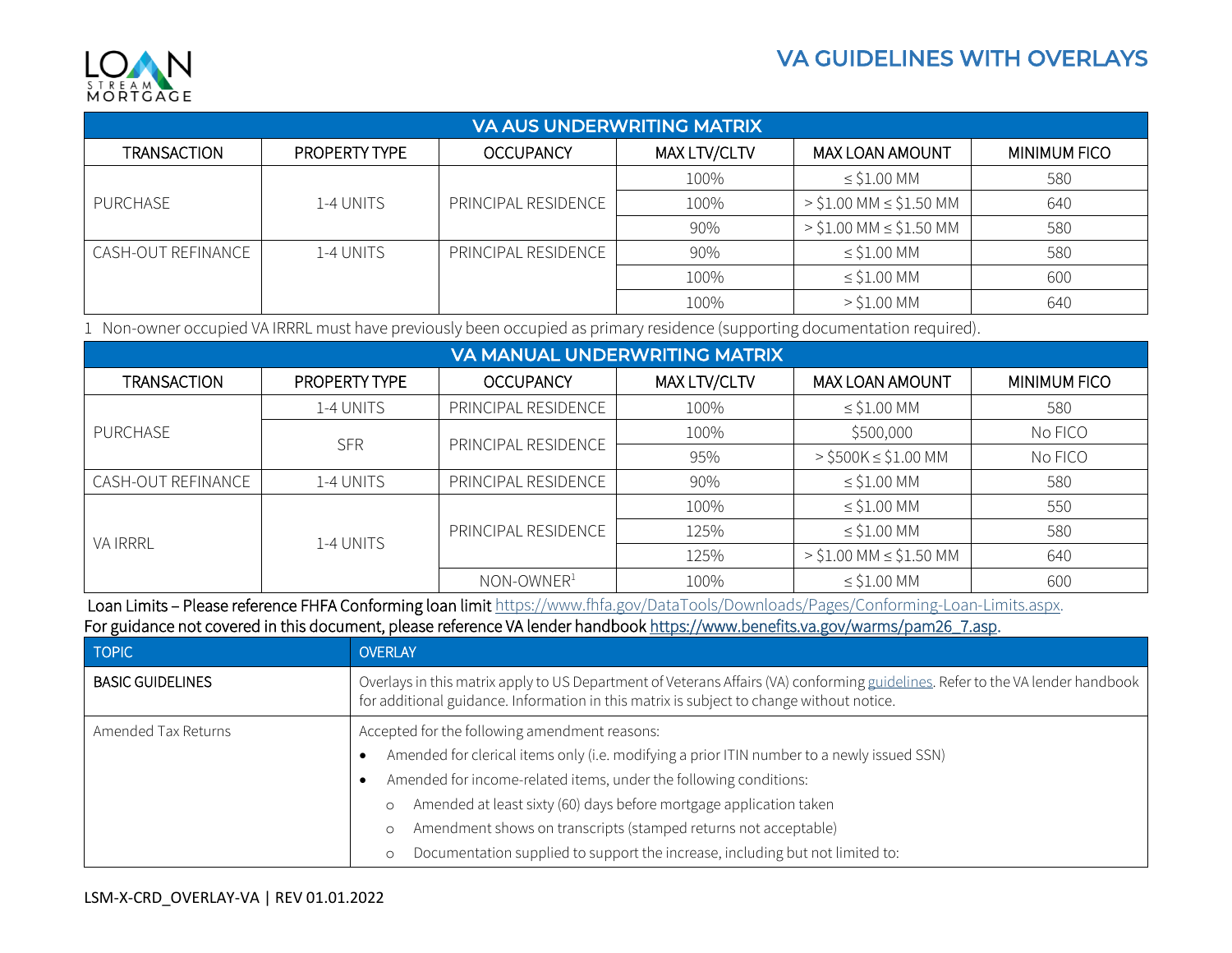# VA GUIDELINES WITH OVERLAYS

| VA AUS UNDERWRITING MATRIX | | | | | |
|---|---|---|---|---|---|
| TRANSACTION | PROPERTY TYPE | OCCUPANCY | MAX LTV/CLTV | MAX LOAN AMOUNT | MINIMUM FICO |
| PURCHASE | 1-4 UNITS | PRINCIPAL RESIDENCE | 100% | ≤ $1.00 MM | 580 |
| | | | 100% | > $1.00 MM ≤ $1.50 MM | 640 |
| | | | 90% | > $1.00 MM ≤ $1.50 MM | 580 |
| CASH-OUT REFINANCE | 1-4 UNITS | PRINCIPAL RESIDENCE | 90% | ≤ $1.00 MM | 580 |
| | | | 100% | ≤ $1.00 MM | 600 |
| | | | 100% | > $1.00 MM | 640 |

1 Non-owner occupied VA IRRRL must have previously been occupied as primary residence (supporting documentation required).

| VA MANUAL UNDERWRITING MATRIX | | | | | |
|---|---|---|---|---|---|
| TRANSACTION | PROPERTY TYPE | OCCUPANCY | MAX LTV/CLTV | MAX LOAN AMOUNT | MINIMUM FICO |
| PURCHASE | 1-4 UNITS | PRINCIPAL RESIDENCE | 100% | ≤ $1.00 MM | 580 |
| | SFR | PRINCIPAL RESIDENCE | 100% | $500,000 | No FICO |
| | | | 95% | > $500K ≤ $1.00 MM | No FICO |
| CASH-OUT REFINANCE | 1-4 UNITS | PRINCIPAL RESIDENCE | 90% | ≤ $1.00 MM | 580 |
| VA IRRRL | 1-4 UNITS | PRINCIPAL RESIDENCE | 100% | ≤ $1.00 MM | 550 |
| | | | 125% | ≤ $1.00 MM | 580 |
| | | | 125% | > $1.00 MM ≤ $1.50 MM | 640 |
| | | NON-OWNER[1] | 100% | ≤ $1.00 MM | 600 |

Loan Limits – Please reference FHFA Conforming loan limit https://www.fhfa.gov/DataTools/Downloads/Pages/Conforming-Loan-Limits.aspx.

For guidance not covered in this document, please reference VA lender handbook https://www.benefits.va.gov/warms/pam26_7.asp.

| TOPIC | OVERLAY |
|---|---|
| **BASIC GUIDELINES** | Overlays in this matrix apply to US Department of Veterans Affairs (VA) conforming guidelines. Refer to the VA lender handbook for additional guidance. Information in this matrix is subject to change without notice. |
| Amended Tax Returns | Accepted for the following amendment reasons:<br>• Amended for clerical items only (i.e. modifying a prior ITIN number to a newly issued SSN)<br>• Amended for income-related items, under the following conditions:<br>  ○ Amended at least sixty (60) days before mortgage application taken<br>  ○ Amendment shows on transcripts (stamped returns not acceptable)<br>  ○ Documentation supplied to support the increase, including but not limited to: |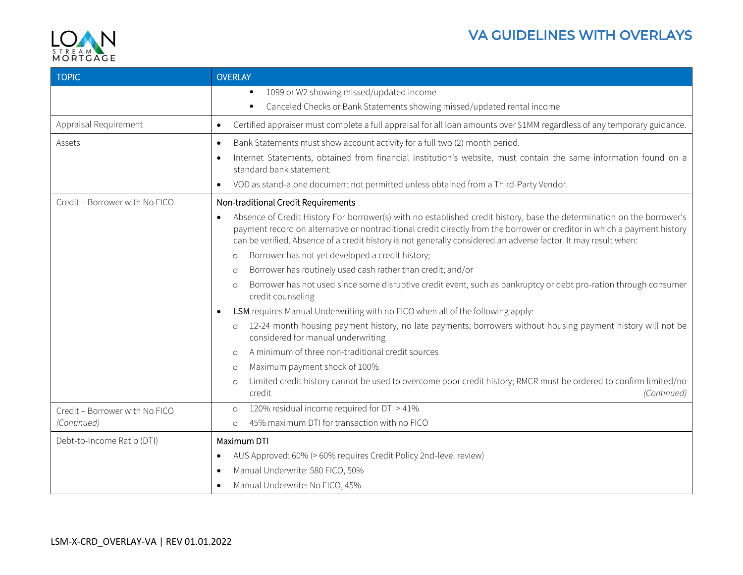| TOPIC | OVERLAY |
|---|---|
| | ▪ 1099 or W2 showing missed/updated income<br>▪ Canceled Checks or Bank Statements showing missed/updated rental income |
| Appraisal Requirement | • Certified appraiser must complete a full appraisal for all loan amounts over $1MM regardless of any temporary guidance. |
| Assets | • Bank Statements must show account activity for a full two (2) month period.<br>• Internet Statements, obtained from financial institution's website, must contain the same information found on a standard bank statement.<br>• VOD as stand-alone document not permitted unless obtained from a Third-Party Vendor. |
| Credit – Borrower with No FICO | Non-traditional Credit Requirements<br>• Absence of Credit History For borrower(s) with no established credit history, base the determination on the borrower's payment record on alternative or nontraditional credit directly from the borrower or creditor in which a payment history can be verified. Absence of a credit history is not generally considered an adverse factor. It may result when:<br>○ Borrower has not yet developed a credit history;<br>○ Borrower has routinely used cash rather than credit; and/or<br>○ Borrower has not used since some disruptive credit event, such as bankruptcy or debt pro-ration through consumer credit counseling<br>• **LSM** requires Manual Underwriting with no FICO when all of the following apply:<br>○ 12-24 month housing payment history, no late payments; borrowers without housing payment history will not be considered for manual underwriting<br>○ A minimum of three non-traditional credit sources<br>○ Maximum payment shock of 100%<br>○ Limited credit history cannot be used to overcome poor credit history; RMCR must be ordered to confirm limited/no credit *(Continued)* |
| Credit – Borrower with No FICO *(Continued)* | ○ 120% residual income required for DTI > 41%<br>○ 45% maximum DTI for transaction with no FICO |
| Debt-to-Income Ratio (DTI) | Maximum DTI<br>• AUS Approved: 60% (> 60% requires Credit Policy 2nd-level review)<br>• Manual Underwrite: 580 FICO, 50%<br>• Manual Underwrite: No FICO, 45% |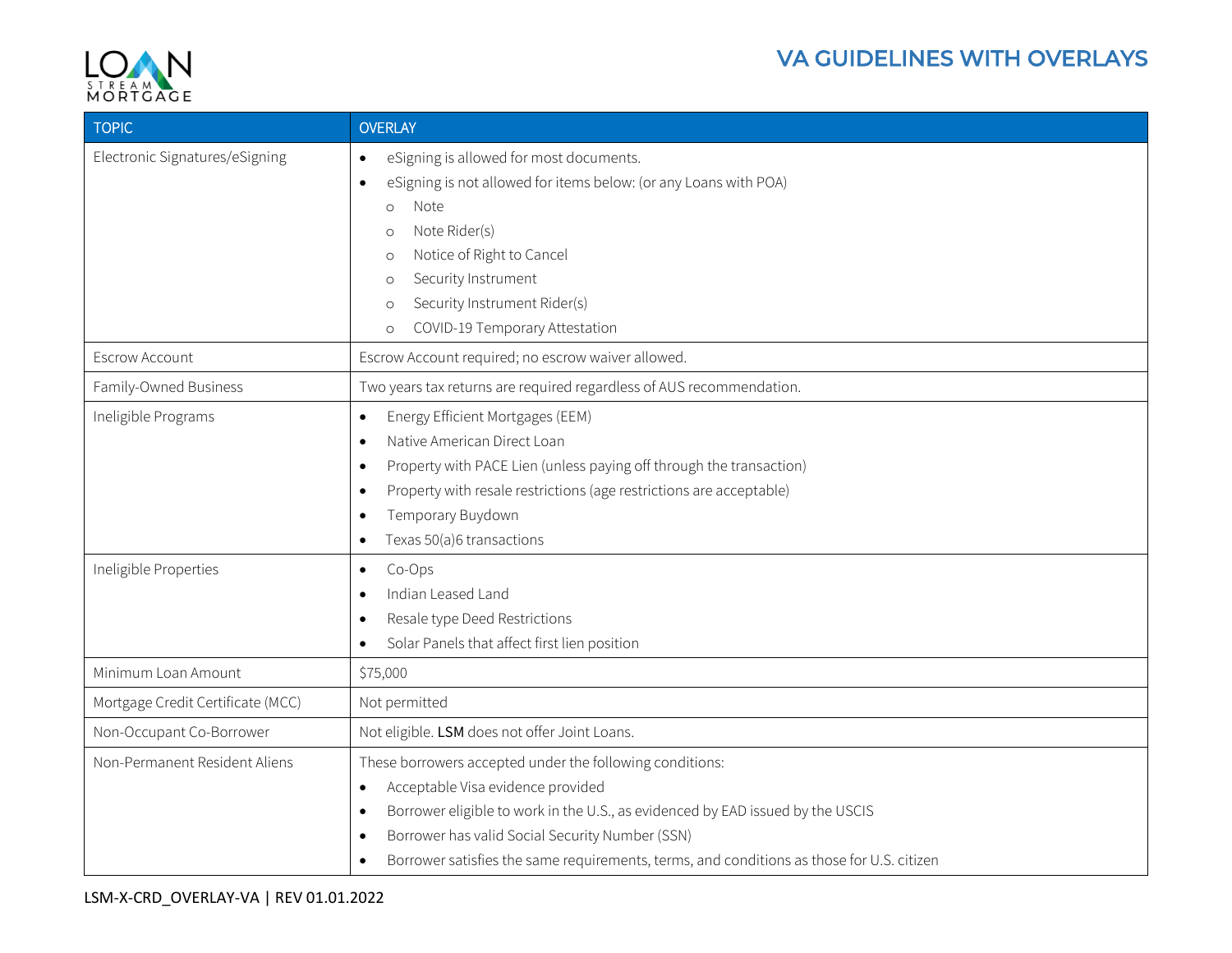# VA GUIDELINES WITH OVERLAYS

| TOPIC | OVERLAY |
|---|---|
| Electronic Signatures/eSigning | • eSigning is allowed for most documents.<br>• eSigning is not allowed for items below: (or any Loans with POA)<br>  ○ Note<br>  ○ Note Rider(s)<br>  ○ Notice of Right to Cancel<br>  ○ Security Instrument<br>  ○ Security Instrument Rider(s)<br>  ○ COVID-19 Temporary Attestation |
| Escrow Account | Escrow Account required; no escrow waiver allowed. |
| Family-Owned Business | Two years tax returns are required regardless of AUS recommendation. |
| Ineligible Programs | • Energy Efficient Mortgages (EEM)<br>• Native American Direct Loan<br>• Property with PACE Lien (unless paying off through the transaction)<br>• Property with resale restrictions (age restrictions are acceptable)<br>• Temporary Buydown<br>• Texas 50(a)6 transactions |
| Ineligible Properties | • Co-Ops<br>• Indian Leased Land<br>• Resale type Deed Restrictions<br>• Solar Panels that affect first lien position |
| Minimum Loan Amount | $75,000 |
| Mortgage Credit Certificate (MCC) | Not permitted |
| Non-Occupant Co-Borrower | Not eligible. **LSM** does not offer Joint Loans. |
| Non-Permanent Resident Aliens | These borrowers accepted under the following conditions:<br>• Acceptable Visa evidence provided<br>• Borrower eligible to work in the U.S., as evidenced by EAD issued by the USCIS<br>• Borrower has valid Social Security Number (SSN)<br>• Borrower satisfies the same requirements, terms, and conditions as those for U.S. citizen |

LSM-X-CRD_OVERLAY-VA | REV 01.01.2022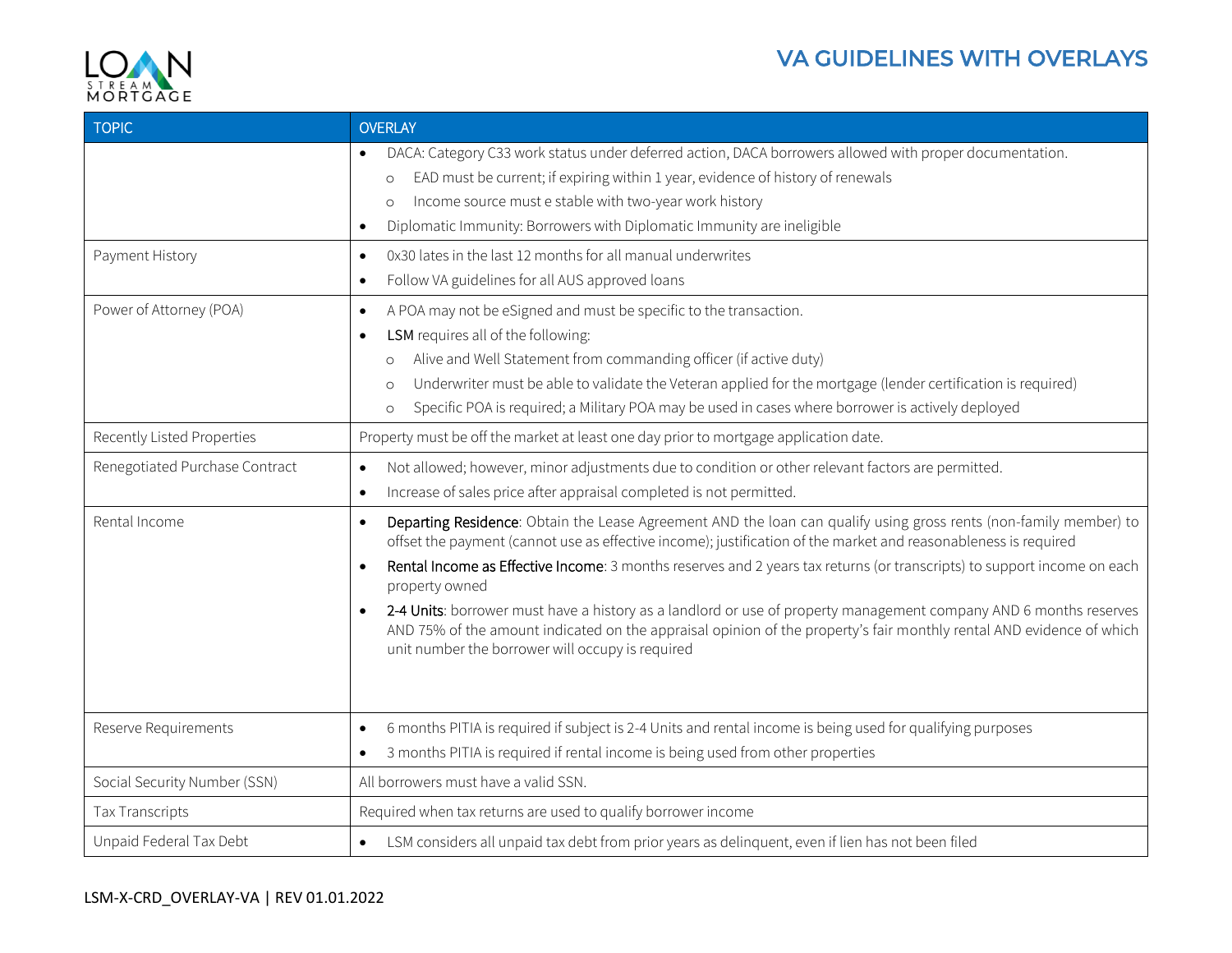| TOPIC | OVERLAY |
|---|---|
| | • DACA: Category C33 work status under deferred action, DACA borrowers allowed with proper documentation.<br>  ○ EAD must be current; if expiring within 1 year, evidence of history of renewals<br>  ○ Income source must e stable with two-year work history<br>• Diplomatic Immunity: Borrowers with Diplomatic Immunity are ineligible |
| Payment History | • 0x30 lates in the last 12 months for all manual underwrites<br>• Follow VA guidelines for all AUS approved loans |
| Power of Attorney (POA) | • A POA may not be eSigned and must be specific to the transaction.<br>• LSM requires all of the following:<br>  ○ Alive and Well Statement from commanding officer (if active duty)<br>  ○ Underwriter must be able to validate the Veteran applied for the mortgage (lender certification is required)<br>  ○ Specific POA is required; a Military POA may be used in cases where borrower is actively deployed |
| Recently Listed Properties | Property must be off the market at least one day prior to mortgage application date. |
| Renegotiated Purchase Contract | • Not allowed; however, minor adjustments due to condition or other relevant factors are permitted.<br>• Increase of sales price after appraisal completed is not permitted. |
| Rental Income | • Departing Residence: Obtain the Lease Agreement AND the loan can qualify using gross rents (non-family member) to offset the payment (cannot use as effective income); justification of the market and reasonableness is required<br>• Rental Income as Effective Income: 3 months reserves and 2 years tax returns (or transcripts) to support income on each property owned<br>• 2-4 Units: borrower must have a history as a landlord or use of property management company AND 6 months reserves AND 75% of the amount indicated on the appraisal opinion of the property's fair monthly rental AND evidence of which unit number the borrower will occupy is required |
| Reserve Requirements | • 6 months PITIA is required if subject is 2-4 Units and rental income is being used for qualifying purposes<br>• 3 months PITIA is required if rental income is being used from other properties |
| Social Security Number (SSN) | All borrowers must have a valid SSN. |
| Tax Transcripts | Required when tax returns are used to qualify borrower income |
| Unpaid Federal Tax Debt | • LSM considers all unpaid tax debt from prior years as delinquent, even if lien has not been filed |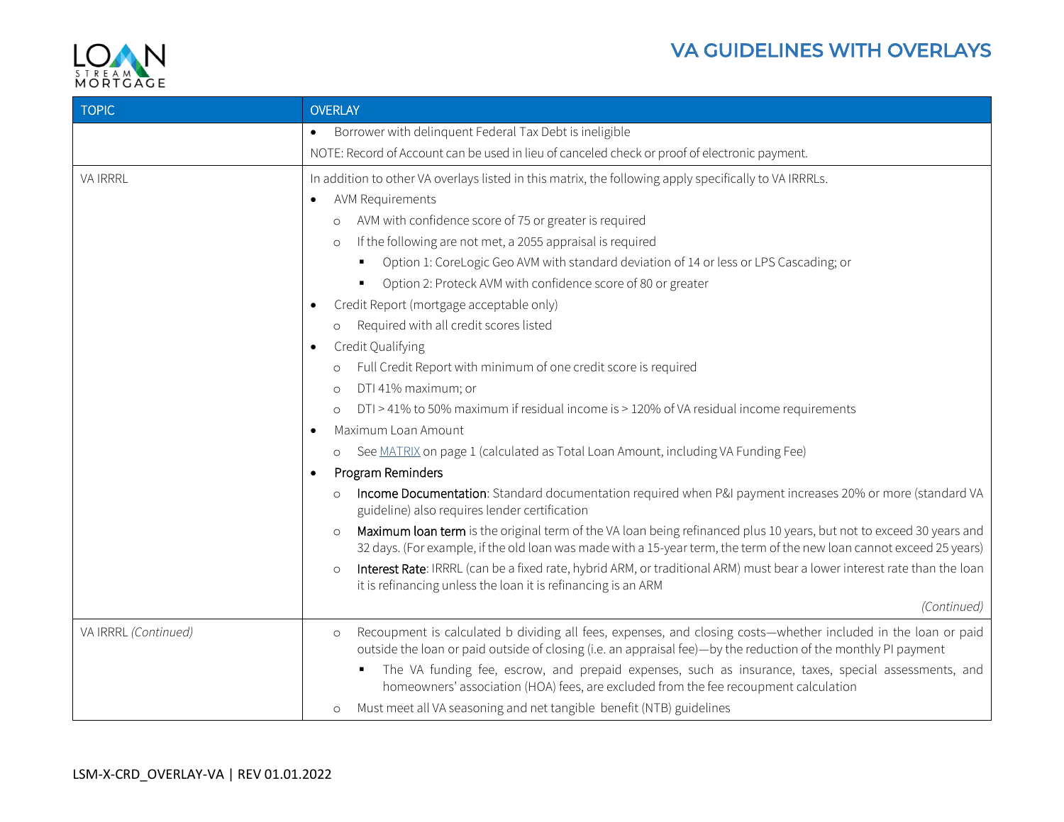| TOPIC | OVERLAY |
|---|---|
| | • Borrower with delinquent Federal Tax Debt is ineligible<br>NOTE: Record of Account can be used in lieu of canceled check or proof of electronic payment. |
| VA IRRRL | In addition to other VA overlays listed in this matrix, the following apply specifically to VA IRRRLs.<br>• AVM Requirements<br>  ○ AVM with confidence score of 75 or greater is required<br>  ○ If the following are not met, a 2055 appraisal is required<br>    ▪ Option 1: CoreLogic Geo AVM with standard deviation of 14 or less or LPS Cascading; or<br>    ▪ Option 2: Proteck AVM with confidence score of 80 or greater<br>• Credit Report (mortgage acceptable only)<br>  ○ Required with all credit scores listed<br>• Credit Qualifying<br>  ○ Full Credit Report with minimum of one credit score is required<br>  ○ DTI 41% maximum; or<br>  ○ DTI > 41% to 50% maximum if residual income is > 120% of VA residual income requirements<br>• Maximum Loan Amount<br>  ○ See MATRIX on page 1 (calculated as Total Loan Amount, including VA Funding Fee)<br>• Program Reminders<br>  ○ **Income Documentation**: Standard documentation required when P&I payment increases 20% or more (standard VA guideline) also requires lender certification<br>  ○ **Maximum loan term** is the original term of the VA loan being refinanced plus 10 years, but not to exceed 30 years and 32 days. (For example, if the old loan was made with a 15-year term, the term of the new loan cannot exceed 25 years)<br>  ○ **Interest Rate**: IRRRL (can be a fixed rate, hybrid ARM, or traditional ARM) must bear a lower interest rate than the loan it is refinancing unless the loan it is refinancing is an ARM<br>*(Continued)* |
| VA IRRRL *(Continued)* | ○ Recoupment is calculated b dividing all fees, expenses, and closing costs—whether included in the loan or paid outside the loan or paid outside of closing (i.e. an appraisal fee)—by the reduction of the monthly PI payment<br>    ▪ The VA funding fee, escrow, and prepaid expenses, such as insurance, taxes, special assessments, and homeowners' association (HOA) fees, are excluded from the fee recoupment calculation<br>○ Must meet all VA seasoning and net tangible benefit (NTB) guidelines |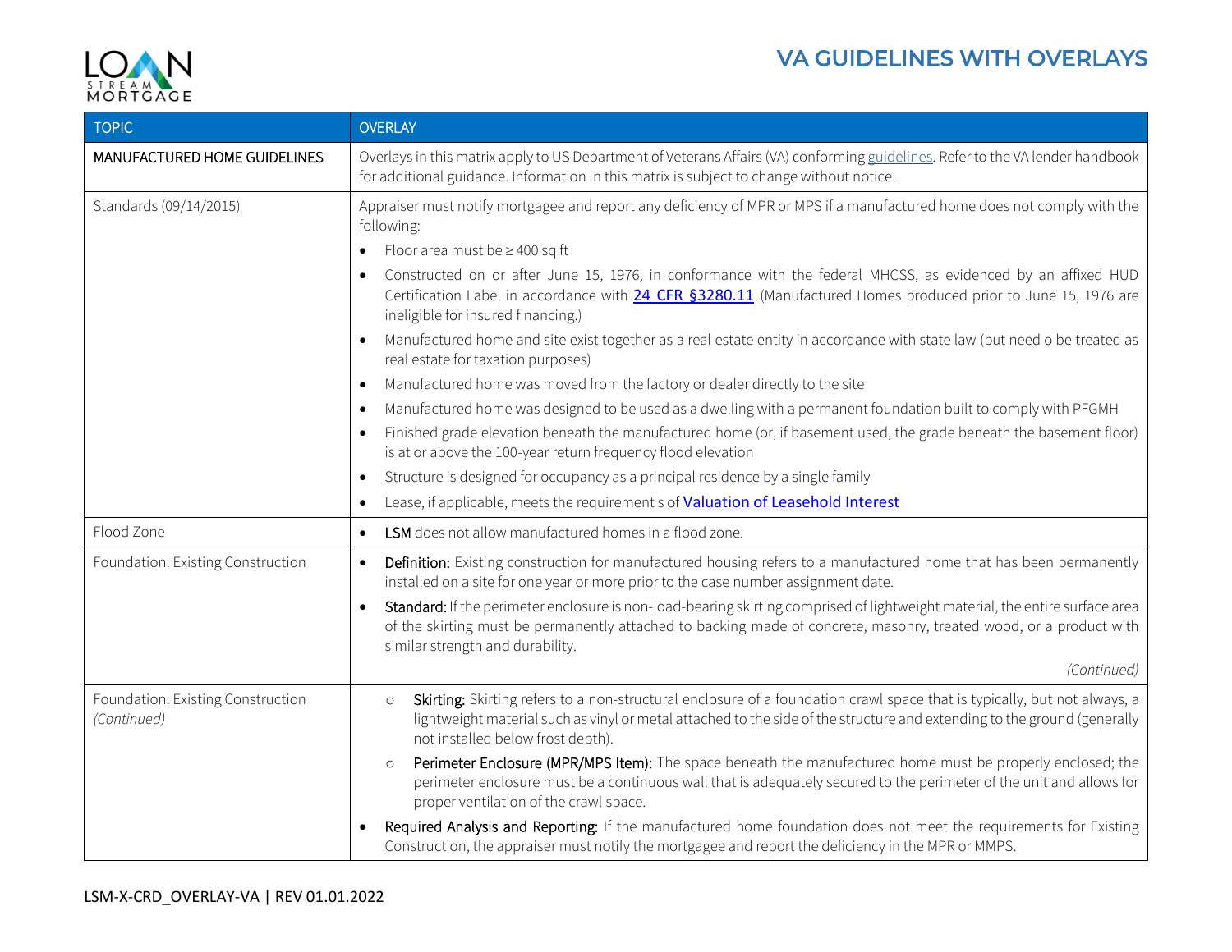# VA GUIDELINES WITH OVERLAYS

| TOPIC | OVERLAY |
|---|---|
| MANUFACTURED HOME GUIDELINES | Overlays in this matrix apply to US Department of Veterans Affairs (VA) conforming guidelines. Refer to the VA lender handbook for additional guidance. Information in this matrix is subject to change without notice. |
| Standards (09/14/2015) | Appraiser must notify mortgagee and report any deficiency of MPR or MPS if a manufactured home does not comply with the following:<br>• Floor area must be ≥ 400 sq ft<br>• Constructed on or after June 15, 1976, in conformance with the federal MHCSS, as evidenced by an affixed HUD Certification Label in accordance with **24 CFR §3280.11** (Manufactured Homes produced prior to June 15, 1976 are ineligible for insured financing.)<br>• Manufactured home and site exist together as a real estate entity in accordance with state law (but need o be treated as real estate for taxation purposes)<br>• Manufactured home was moved from the factory or dealer directly to the site<br>• Manufactured home was designed to be used as a dwelling with a permanent foundation built to comply with PFGMH<br>• Finished grade elevation beneath the manufactured home (or, if basement used, the grade beneath the basement floor) is at or above the 100-year return frequency flood elevation<br>• Structure is designed for occupancy as a principal residence by a single family<br>• Lease, if applicable, meets the requirement s of **Valuation of Leasehold Interest** |
| Flood Zone | • LSM does not allow manufactured homes in a flood zone. |
| Foundation: Existing Construction | • Definition: Existing construction for manufactured housing refers to a manufactured home that has been permanently installed on a site for one year or more prior to the case number assignment date.<br>• Standard: If the perimeter enclosure is non-load-bearing skirting comprised of lightweight material, the entire surface area of the skirting must be permanently attached to backing made of concrete, masonry, treated wood, or a product with similar strength and durability.<br>*(Continued)* |
| Foundation: Existing Construction *(Continued)* | ○ Skirting: Skirting refers to a non-structural enclosure of a foundation crawl space that is typically, but not always, a lightweight material such as vinyl or metal attached to the side of the structure and extending to the ground (generally not installed below frost depth).<br>○ Perimeter Enclosure (MPR/MPS Item): The space beneath the manufactured home must be properly enclosed; the perimeter enclosure must be a continuous wall that is adequately secured to the perimeter of the unit and allows for proper ventilation of the crawl space.<br>• Required Analysis and Reporting: If the manufactured home foundation does not meet the requirements for Existing Construction, the appraiser must notify the mortgagee and report the deficiency in the MPR or MMPS. |

LSM-X-CRD_OVERLAY-VA | REV 01.01.2022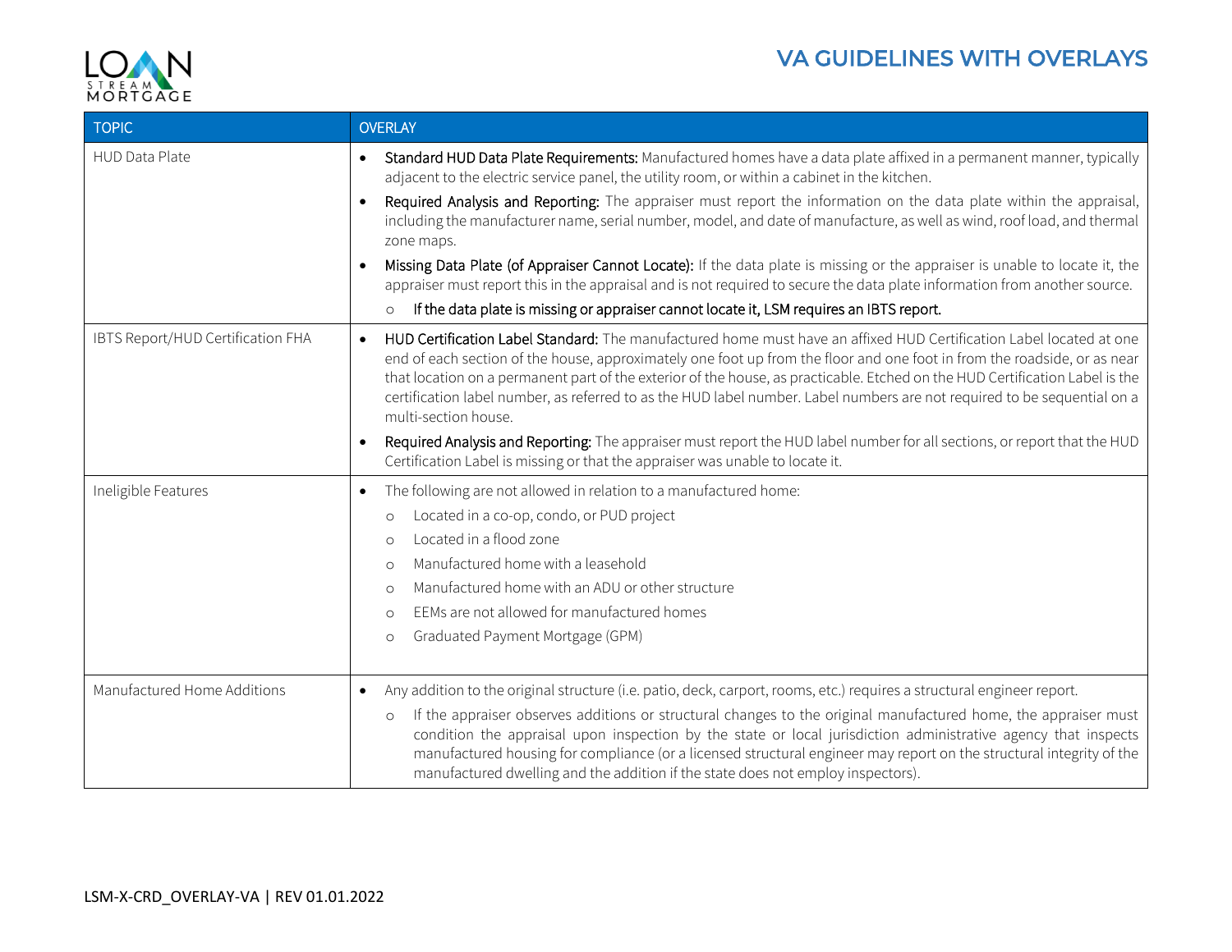| TOPIC | OVERLAY |
| --- | --- |
| HUD Data Plate | • **Standard HUD Data Plate Requirements:** Manufactured homes have a data plate affixed in a permanent manner, typically adjacent to the electric service panel, the utility room, or within a cabinet in the kitchen.<br>• **Required Analysis and Reporting:** The appraiser must report the information on the data plate within the appraisal, including the manufacturer name, serial number, model, and date of manufacture, as well as wind, roof load, and thermal zone maps.<br>• **Missing Data Plate (of Appraiser Cannot Locate):** If the data plate is missing or the appraiser is unable to locate it, the appraiser must report this in the appraisal and is not required to secure the data plate information from another source.<br>&nbsp;&nbsp;&nbsp;&nbsp;○ **If the data plate is missing or appraiser cannot locate it, LSM requires an IBTS report.** |
| IBTS Report/HUD Certification FHA | • **HUD Certification Label Standard:** The manufactured home must have an affixed HUD Certification Label located at one end of each section of the house, approximately one foot up from the floor and one foot in from the roadside, or as near that location on a permanent part of the exterior of the house, as practicable. Etched on the HUD Certification Label is the certification label number, as referred to as the HUD label number. Label numbers are not required to be sequential on a multi-section house.<br>• **Required Analysis and Reporting:** The appraiser must report the HUD label number for all sections, or report that the HUD Certification Label is missing or that the appraiser was unable to locate it. |
| Ineligible Features | • The following are not allowed in relation to a manufactured home:<br>&nbsp;&nbsp;&nbsp;&nbsp;○ Located in a co-op, condo, or PUD project<br>&nbsp;&nbsp;&nbsp;&nbsp;○ Located in a flood zone<br>&nbsp;&nbsp;&nbsp;&nbsp;○ Manufactured home with a leasehold<br>&nbsp;&nbsp;&nbsp;&nbsp;○ Manufactured home with an ADU or other structure<br>&nbsp;&nbsp;&nbsp;&nbsp;○ EEMs are not allowed for manufactured homes<br>&nbsp;&nbsp;&nbsp;&nbsp;○ Graduated Payment Mortgage (GPM) |
| Manufactured Home Additions | • Any addition to the original structure (i.e. patio, deck, carport, rooms, etc.) requires a structural engineer report.<br>&nbsp;&nbsp;&nbsp;&nbsp;○ If the appraiser observes additions or structural changes to the original manufactured home, the appraiser must condition the appraisal upon inspection by the state or local jurisdiction administrative agency that inspects manufactured housing for compliance (or a licensed structural engineer may report on the structural integrity of the manufactured dwelling and the addition if the state does not employ inspectors). |